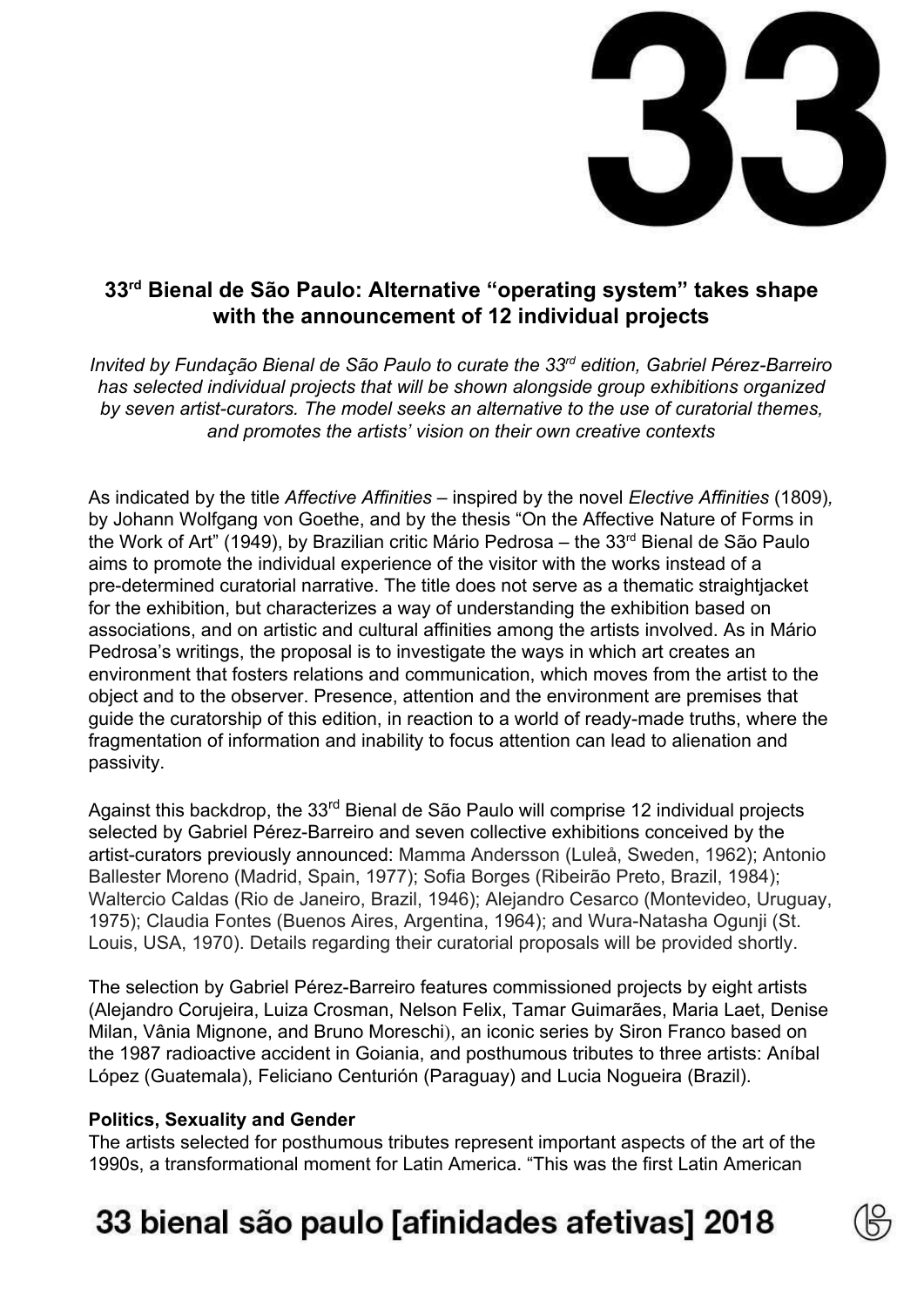# 33

## 33rd Bienal de São Paulo: Alternative "operating system" takes shape with the announcement of 12 individual projects

*Invited by Fundação Bienal de São Paulo to curate the 33rd edition, Gabriel Pérez-Barreiro has selected individual projects that will be shown alongside group exhibitions organized by seven artist-curators. The model seeks an alternative to the use of curatorial themes, and promotes the artists' vision on their own creative contexts*

As indicated by the title *Affective Affinities* – inspired by the novel *Elective Affinities* (1809), by Johann Wolfgang von Goethe, and by the thesis "On the Affective Nature of Forms in the Work of Art" (1949), by Brazilian critic Mário Pedrosa – the 33rd Bienal de São Paulo aims to promote the individual experience of the visitor with the works instead of a pre-determined curatorial narrative. The title does not serve as a thematic straightjacket for the exhibition, but characterizes a way of understanding the exhibition based on associations, and on artistic and cultural affinities among the artists involved. As in Mário Pedrosa's writings, the proposal is to investigate the ways in which art creates an environment that fosters relations and communication, which moves from the artist to the object and to the observer. Presence, attention and the environment are premises that guide the curatorship of this edition, in reaction to a world of ready-made truths, where the fragmentation of information and inability to focus attention can lead to alienation and passivity.

Against this backdrop, the 33rd Bienal de São Paulo will comprise 12 individual projects selected by Gabriel Pérez-Barreiro and seven collective exhibitions conceived by the artist-curators previously announced: Mamma Andersson (Luleå, Sweden, 1962); Antonio Ballester Moreno (Madrid, Spain, 1977); Sofia Borges (Ribeirão Preto, Brazil, 1984); Waltercio Caldas (Rio de Janeiro, Brazil, 1946); Alejandro Cesarco (Montevideo, Uruguay, 1975); Claudia Fontes (Buenos Aires, Argentina, 1964); and Wura-Natasha Ogunji (St. Louis, USA, 1970). Details regarding their curatorial proposals will be provided shortly.

The selection by Gabriel Pérez-Barreiro features commissioned projects by eight artists (Alejandro Corujeira, Luiza Crosman, Nelson Felix, Tamar Guimarães, Maria Laet, Denise Milan, Vânia Mignone, and Bruno Moreschi), an iconic series by Siron Franco based on the 1987 radioactive accident in Goiania, and posthumous tributes to three artists: Aníbal López (Guatemala), Feliciano Centurión (Paraguay) and Lucia Nogueira (Brazil).

**Politics, Sexuality and Gender**

The artists selected for posthumous tributes represent important aspects of the art of the 1990s, a transformational moment for Latin America. "This was the first Latin American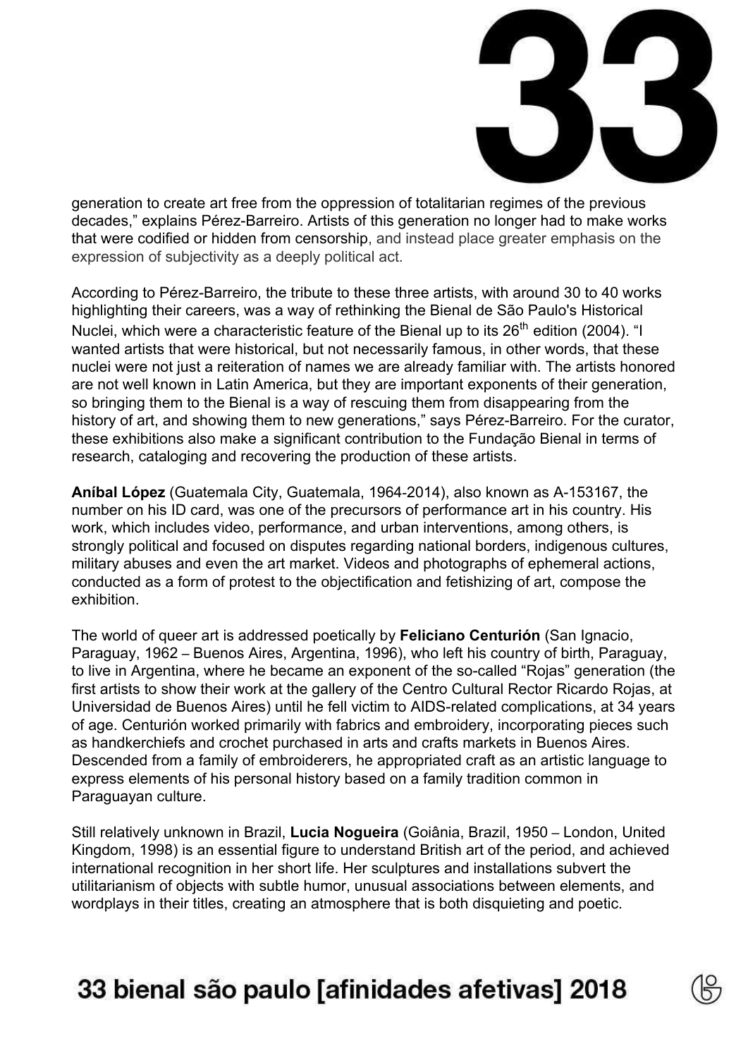generation to create art free from the oppression of totalitarian regimes of the previous decades," explains Pérez-Barreiro. Artists of this generation no longer had to make works that were codified or hidden from censorship, and instead place greater emphasis on the expression of subjectivity as a deeply political act.

According to Pérez-Barreiro, the tribute to these three artists, with around 30 to 40 works highlighting their careers, was a way of rethinking the Bienal de São Paulo's Historical Nuclei, which were a characteristic feature of the Bienal up to its 26th edition (2004). "I wanted artists that were historical, but not necessarily famous, in other words, that these nuclei were not just a reiteration of names we are already familiar with. The artists honored are not well known in Latin America, but they are important exponents of their generation, so bringing them to the Bienal is a way of rescuing them from disappearing from the history of art, and showing them to new generations," says Pérez-Barreiro. For the curator, these exhibitions also make a significant contribution to the Fundação Bienal in terms of research, cataloging and recovering the production of these artists.

**Aníbal López** (Guatemala City, Guatemala, 1964-2014), also known as A-153167, the number on his ID card, was one of the precursors of performance art in his country. His work, which includes video, performance, and urban interventions, among others, is strongly political and focused on disputes regarding national borders, indigenous cultures, military abuses and even the art market. Videos and photographs of ephemeral actions, conducted as a form of protest to the objectification and fetishizing of art, compose the exhibition.

The world of queer art is addressed poetically by **Feliciano Centurión** (San Ignacio, Paraguay, 1962 – Buenos Aires, Argentina, 1996), who left his country of birth, Paraguay, to live in Argentina, where he became an exponent of the so-called "Rojas" generation (the first artists to show their work at the gallery of the Centro Cultural Rector Ricardo Rojas, at Universidad de Buenos Aires) until he fell victim to AIDS-related complications, at 34 years of age. Centurión worked primarily with fabrics and embroidery, incorporating pieces such as handkerchiefs and crochet purchased in arts and crafts markets in Buenos Aires. Descended from a family of embroiderers, he appropriated craft as an artistic language to express elements of his personal history based on a family tradition common in Paraguayan culture.

Still relatively unknown in Brazil, **Lucia Nogueira** (Goiânia, Brazil, 1950 – London, United Kingdom, 1998) is an essential figure to understand British art of the period, and achieved international recognition in her short life. Her sculptures and installations subvert the utilitarianism of objects with subtle humor, unusual associations between elements, and wordplays in their titles, creating an atmosphere that is both disquieting and poetic.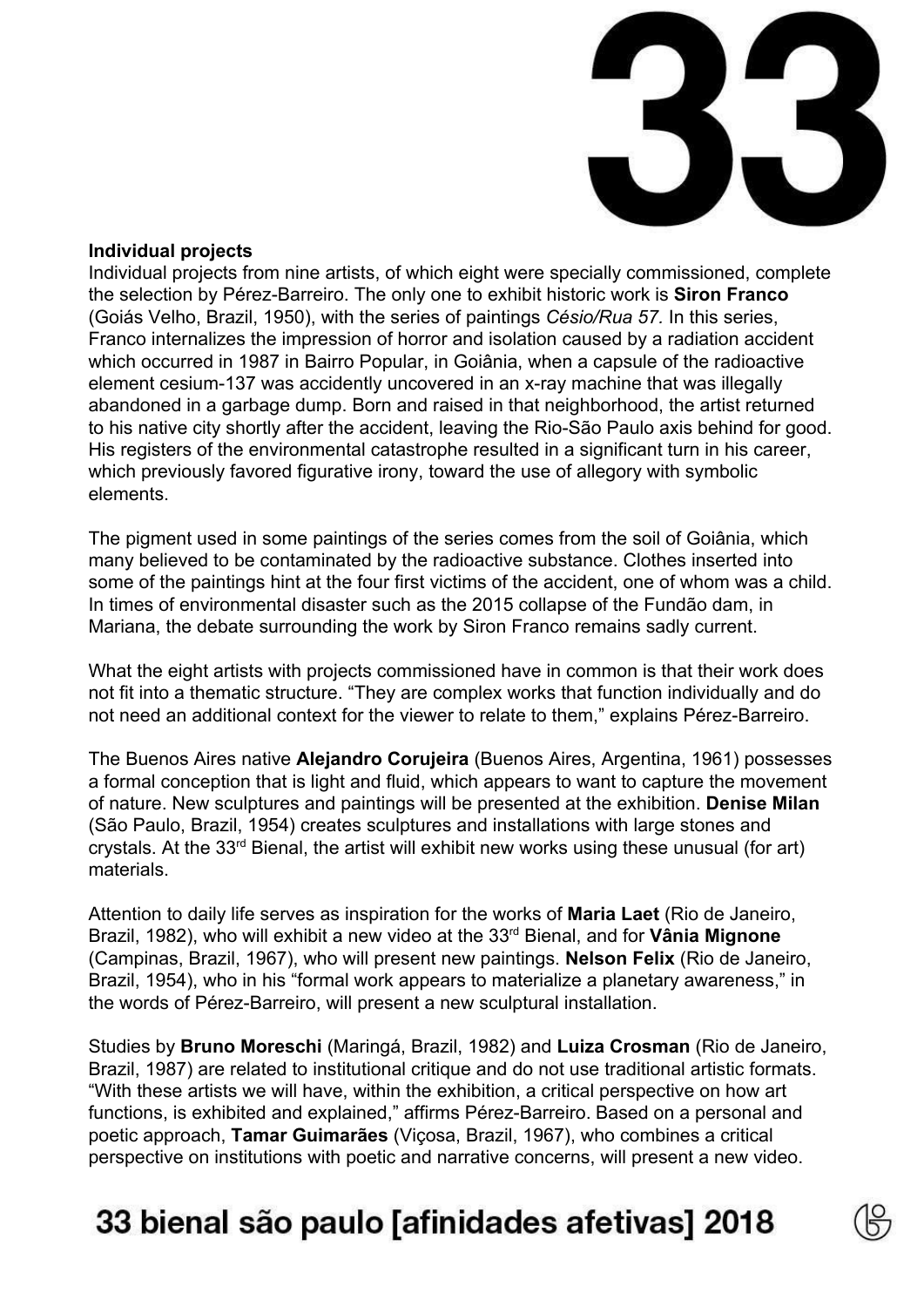## Individual projects

Individual projects from nine artists, of which eight were specially commissioned, complete the selection by Pérez-Barreiro. The only one to exhibit historic work is **Siron Franco** (Goiás Velho, Brazil, 1950), with the series of paintings *Césio/Rua 57*. In this series, Franco internalizes the impression of horror and isolation caused by a radiation accident which occurred in 1987 in Bairro Popular, in Goiânia, when a capsule of the radioactive element cesium-137 was accidently uncovered in an x-ray machine that was illegally abandoned in a garbage dump. Born and raised in that neighborhood, the artist returned to his native city shortly after the accident, leaving the Rio-São Paulo axis behind for good. His registers of the environmental catastrophe resulted in a significant turn in his career, which previously favored figurative irony, toward the use of allegory with symbolic elements.

The pigment used in some paintings of the series comes from the soil of Goiânia, which many believed to be contaminated by the radioactive substance. Clothes inserted into some of the paintings hint at the four first victims of the accident, one of whom was a child. In times of environmental disaster such as the 2015 collapse of the Fundão dam, in Mariana, the debate surrounding the work by Siron Franco remains sadly current.

What the eight artists with projects commissioned have in common is that their work does not fit into a thematic structure. "They are complex works that function individually and do not need an additional context for the viewer to relate to them," explains Pérez-Barreiro.

The Buenos Aires native **Alejandro Corujeira** (Buenos Aires, Argentina, 1961) possesses a formal conception that is light and fluid, which appears to want to capture the movement of nature. New sculptures and paintings will be presented at the exhibition. **Denise Milan** (São Paulo, Brazil, 1954) creates sculptures and installations with large stones and crystals. At the 33rd Bienal, the artist will exhibit new works using these unusual (for art) materials.

Attention to daily life serves as inspiration for the works of **Maria Laet** (Rio de Janeiro, Brazil, 1982), who will exhibit a new video at the 33rd Bienal, and for **Vânia Mignone** (Campinas, Brazil, 1967), who will present new paintings. **Nelson Felix** (Rio de Janeiro, Brazil, 1954), who in his "formal work appears to materialize a planetary awareness," in the words of Pérez-Barreiro, will present a new sculptural installation.

Studies by **Bruno Moreschi** (Maringá, Brazil, 1982) and **Luiza Crosman** (Rio de Janeiro, Brazil, 1987) are related to institutional critique and do not use traditional artistic formats. "With these artists we will have, within the exhibition, a critical perspective on how art functions, is exhibited and explained," affirms Pérez-Barreiro. Based on a personal and poetic approach, **Tamar Guimarães** (Viçosa, Brazil, 1967), who combines a critical perspective on institutions with poetic and narrative concerns, will present a new video.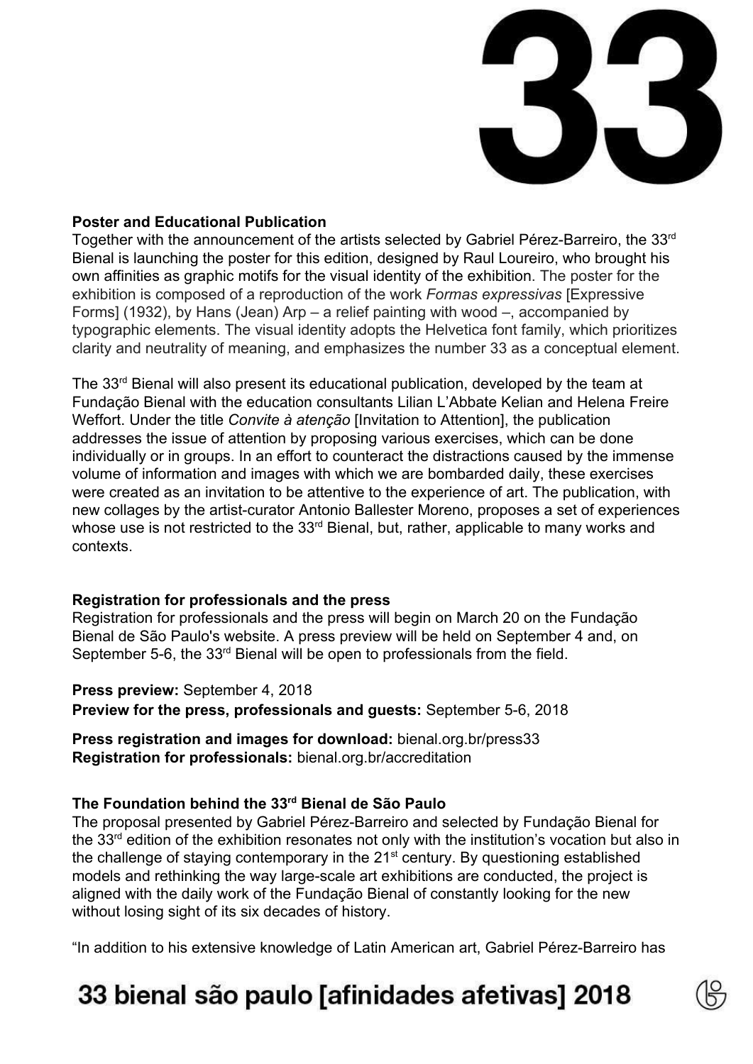**Poster and Educational Publication**

Together with the announcement of the artists selected by Gabriel Pérez-Barreiro, the 33rd Bienal is launching the poster for this edition, designed by Raul Loureiro, who brought his own affinities as graphic motifs for the visual identity of the exhibition. The poster for the exhibition is composed of a reproduction of the work *Formas expressivas* [Expressive Forms] (1932), by Hans (Jean) Arp – a relief painting with wood –, accompanied by typographic elements. The visual identity adopts the Helvetica font family, which prioritizes clarity and neutrality of meaning, and emphasizes the number 33 as a conceptual element.

The 33rd Bienal will also present its educational publication, developed by the team at Fundação Bienal with the education consultants Lilian L'Abbate Kelian and Helena Freire Weffort. Under the title *Convite à atenção* [Invitation to Attention], the publication addresses the issue of attention by proposing various exercises, which can be done individually or in groups. In an effort to counteract the distractions caused by the immense volume of information and images with which we are bombarded daily, these exercises were created as an invitation to be attentive to the experience of art. The publication, with new collages by the artist-curator Antonio Ballester Moreno, proposes a set of experiences whose use is not restricted to the 33rd Bienal, but, rather, applicable to many works and contexts.

**Registration for professionals and the press**

Registration for professionals and the press will begin on March 20 on the Fundação Bienal de São Paulo's website. A press preview will be held on September 4 and, on September 5-6, the 33rd Bienal will be open to professionals from the field.

**Press preview:** September 4, 2018
**Preview for the press, professionals and guests:** September 5-6, 2018

**Press registration and images for download:** bienal.org.br/press33
**Registration for professionals:** bienal.org.br/accreditation

**The Foundation behind the 33rd Bienal de São Paulo**

The proposal presented by Gabriel Pérez-Barreiro and selected by Fundação Bienal for the 33rd edition of the exhibition resonates not only with the institution's vocation but also in the challenge of staying contemporary in the 21st century. By questioning established models and rethinking the way large-scale art exhibitions are conducted, the project is aligned with the daily work of the Fundação Bienal of constantly looking for the new without losing sight of its six decades of history.

"In addition to his extensive knowledge of Latin American art, Gabriel Pérez-Barreiro has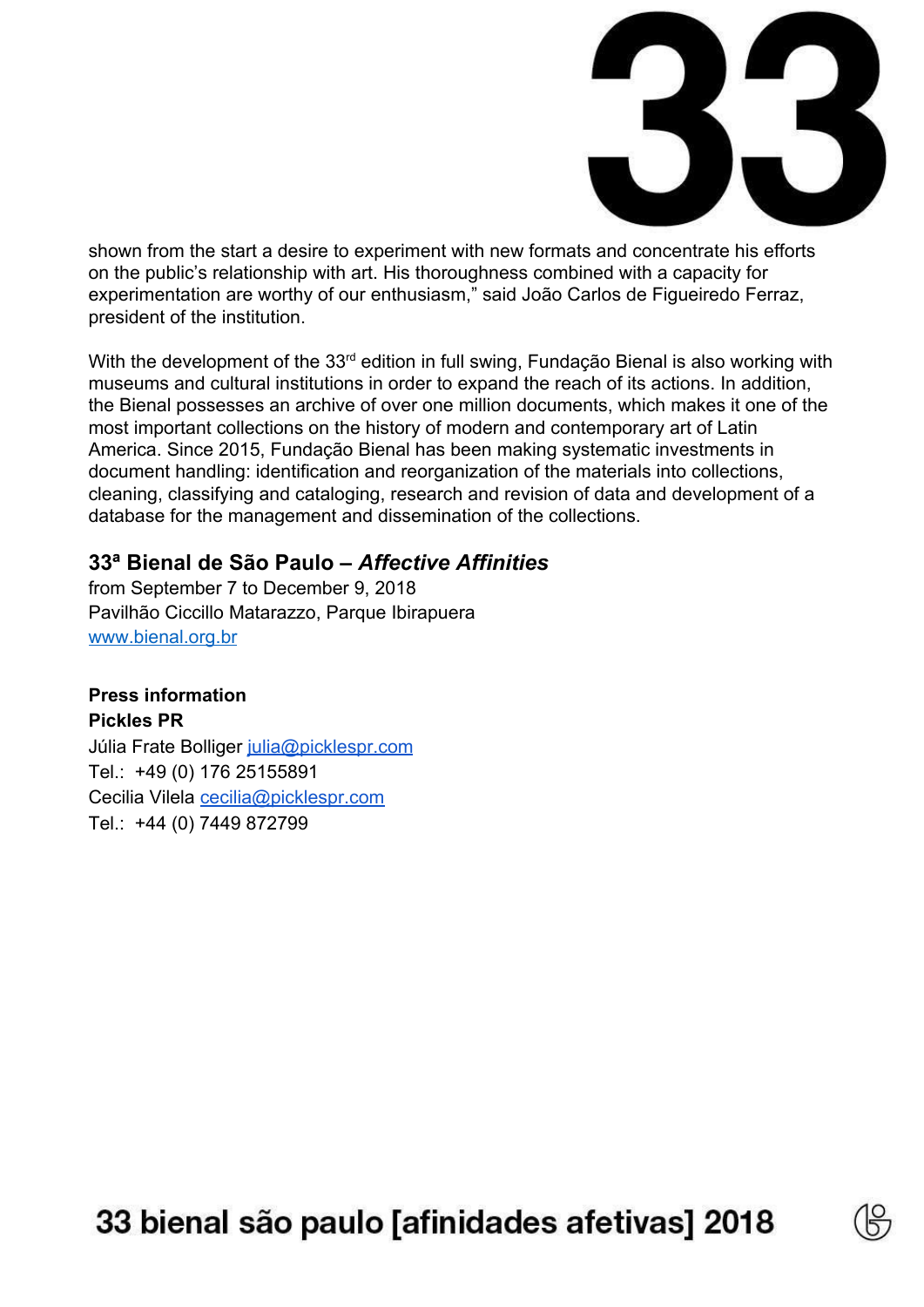shown from the start a desire to experiment with new formats and concentrate his efforts on the public's relationship with art. His thoroughness combined with a capacity for experimentation are worthy of our enthusiasm," said João Carlos de Figueiredo Ferraz, president of the institution.

With the development of the 33rd edition in full swing, Fundação Bienal is also working with museums and cultural institutions in order to expand the reach of its actions. In addition, the Bienal possesses an archive of over one million documents, which makes it one of the most important collections on the history of modern and contemporary art of Latin America. Since 2015, Fundação Bienal has been making systematic investments in document handling: identification and reorganization of the materials into collections, cleaning, classifying and cataloging, research and revision of data and development of a database for the management and dissemination of the collections.

### 33ª Bienal de São Paulo – *Affective Affinities*

from September 7 to December 9, 2018
Pavilhão Ciccillo Matarazzo, Parque Ibirapuera
www.bienal.org.br

**Press information**
**Pickles PR**
Júlia Frate Bolliger julia@picklespr.com
Tel.: +49 (0) 176 25155891
Cecilia Vilela cecilia@picklespr.com
Tel.: +44 (0) 7449 872799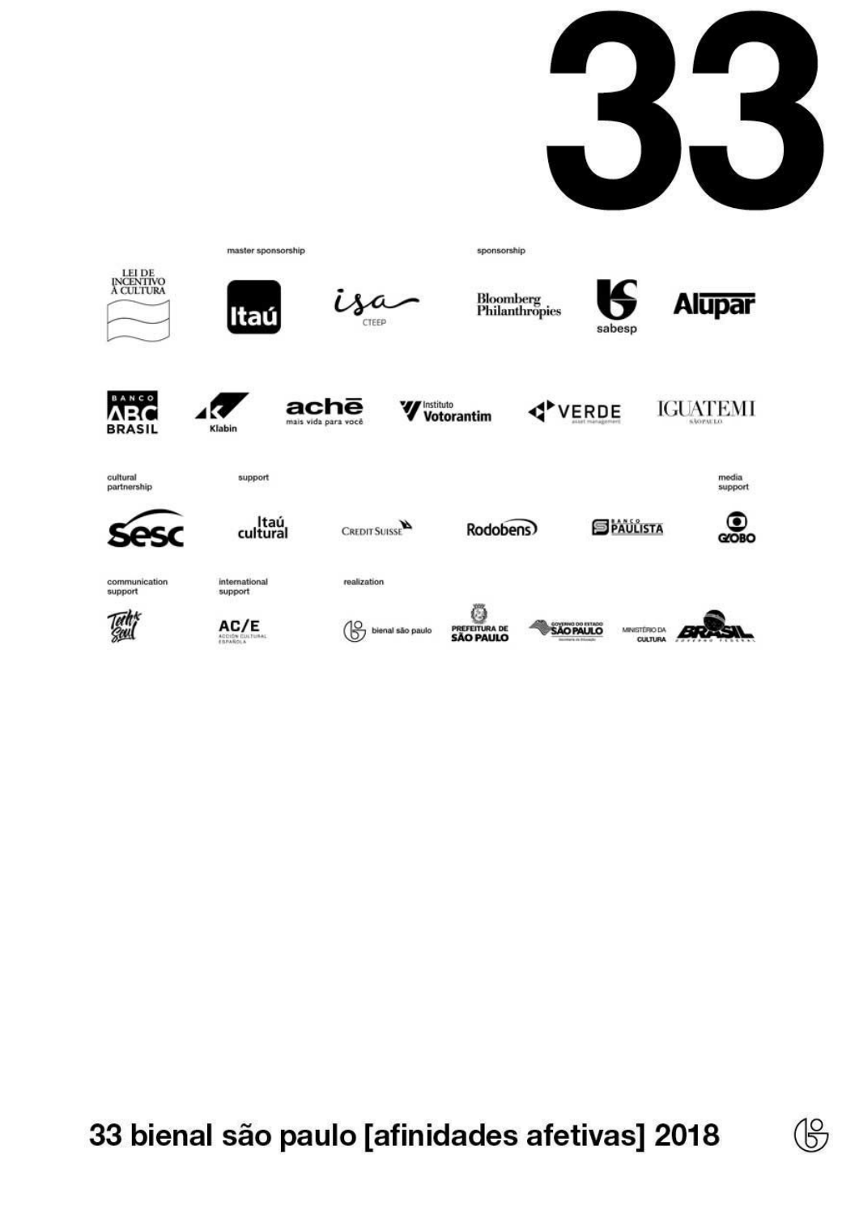# 33

master sponsorship

sponsorship

cultural partnership

support

media support

communication support

international support

realization

33 bienal são paulo [afinidades afetivas] 2018